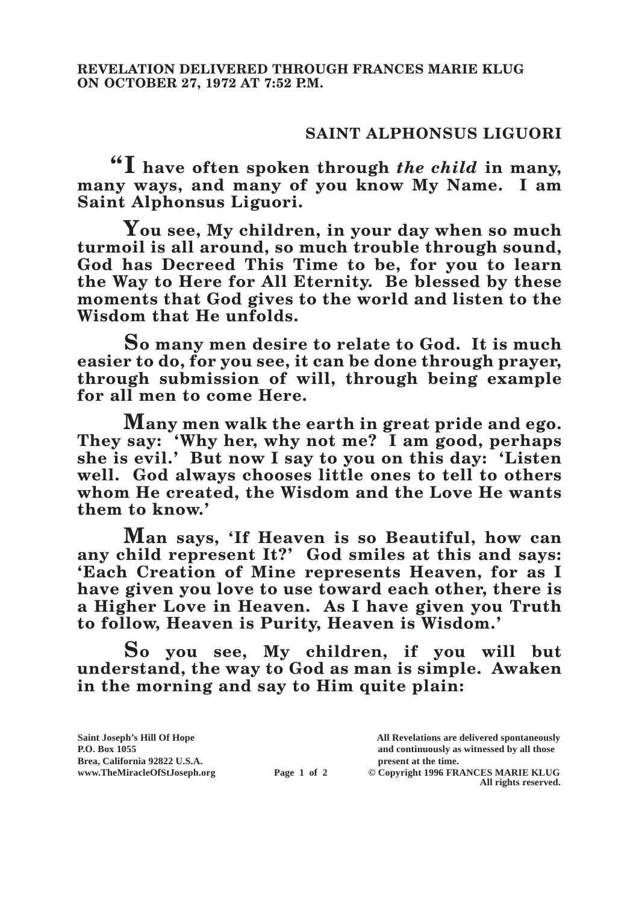**REVELATION DELIVERED THROUGH FRANCES MARIE KLUG ON OCTOBER 27, 1972 AT 7:52 P.M.**

## SAINT ALPHONSUS LIGUORI

**"I have often spoken through *the child* in many, many ways, and many of you know My Name. I am Saint Alphonsus Liguori.**

**You see, My children, in your day when so much turmoil is all around, so much trouble through sound, God has Decreed This Time to be, for you to learn the Way to Here for All Eternity. Be blessed by these moments that God gives to the world and listen to the Wisdom that He unfolds.**

**So many men desire to relate to God. It is much easier to do, for you see, it can be done through prayer, through submission of will, through being example for all men to come Here.**

**Many men walk the earth in great pride and ego. They say: 'Why her, why not me? I am good, perhaps she is evil.' But now I say to you on this day: 'Listen well. God always chooses little ones to tell to others whom He created, the Wisdom and the Love He wants them to know.'**

**Man says, 'If Heaven is so Beautiful, how can any child represent It?' God smiles at this and says: 'Each Creation of Mine represents Heaven, for as I have given you love to use toward each other, there is a Higher Love in Heaven. As I have given you Truth to follow, Heaven is Purity, Heaven is Wisdom.'**

**So you see, My children, if you will but understand, the way to God as man is simple. Awaken in the morning and say to Him quite plain:**

Saint Joseph's Hill Of Hope
P.O. Box 1055
Brea, California 92822 U.S.A.
www.TheMiracleOfStJoseph.org

All Revelations are delivered spontaneously and continuously as witnessed by all those present at the time.
© Copyright 1996 FRANCES MARIE KLUG
All rights reserved.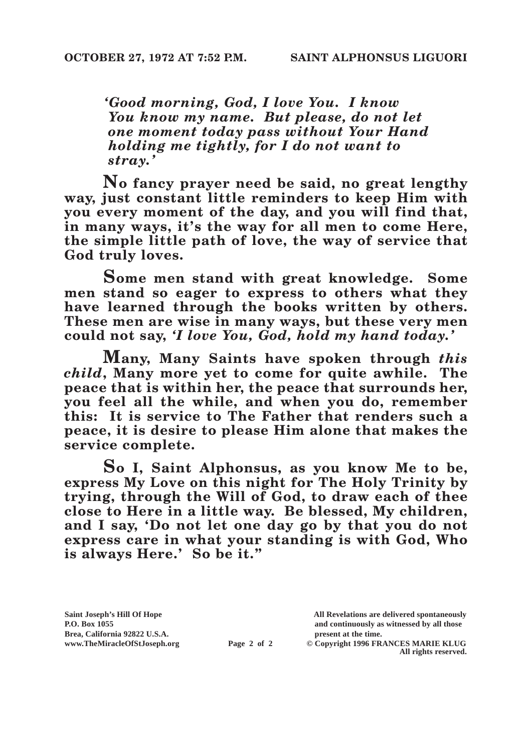*'Good morning, God, I love You. I know You know my name. But please, do not let one moment today pass without Your Hand holding me tightly, for I do not want to stray.'*

**No fancy prayer need be said, no great lengthy way, just constant little reminders to keep Him with you every moment of the day, and you will find that, in many ways, it's the way for all men to come Here, the simple little path of love, the way of service that God truly loves.**

**Some men stand with great knowledge. Some men stand so eager to express to others what they have learned through the books written by others. These men are wise in many ways, but these very men could not say, *'I love You, God, hold my hand today.'***

**Many, Many Saints have spoken through *this child*, Many more yet to come for quite awhile. The peace that is within her, the peace that surrounds her, you feel all the while, and when you do, remember this: It is service to The Father that renders such a peace, it is desire to please Him alone that makes the service complete.**

**So I, Saint Alphonsus, as you know Me to be, express My Love on this night for The Holy Trinity by trying, through the Will of God, to draw each of thee close to Here in a little way. Be blessed, My children, and I say, 'Do not let one day go by that you do not express care in what your standing is with God, Who is always Here.' So be it."**

Saint Joseph's Hill Of Hope
P.O. Box 1055
Brea, California 92822 U.S.A.
www.TheMiracleOfStJoseph.org

All Revelations are delivered spontaneously and continuously as witnessed by all those present at the time.
© Copyright 1996 FRANCES MARIE KLUG
All rights reserved.